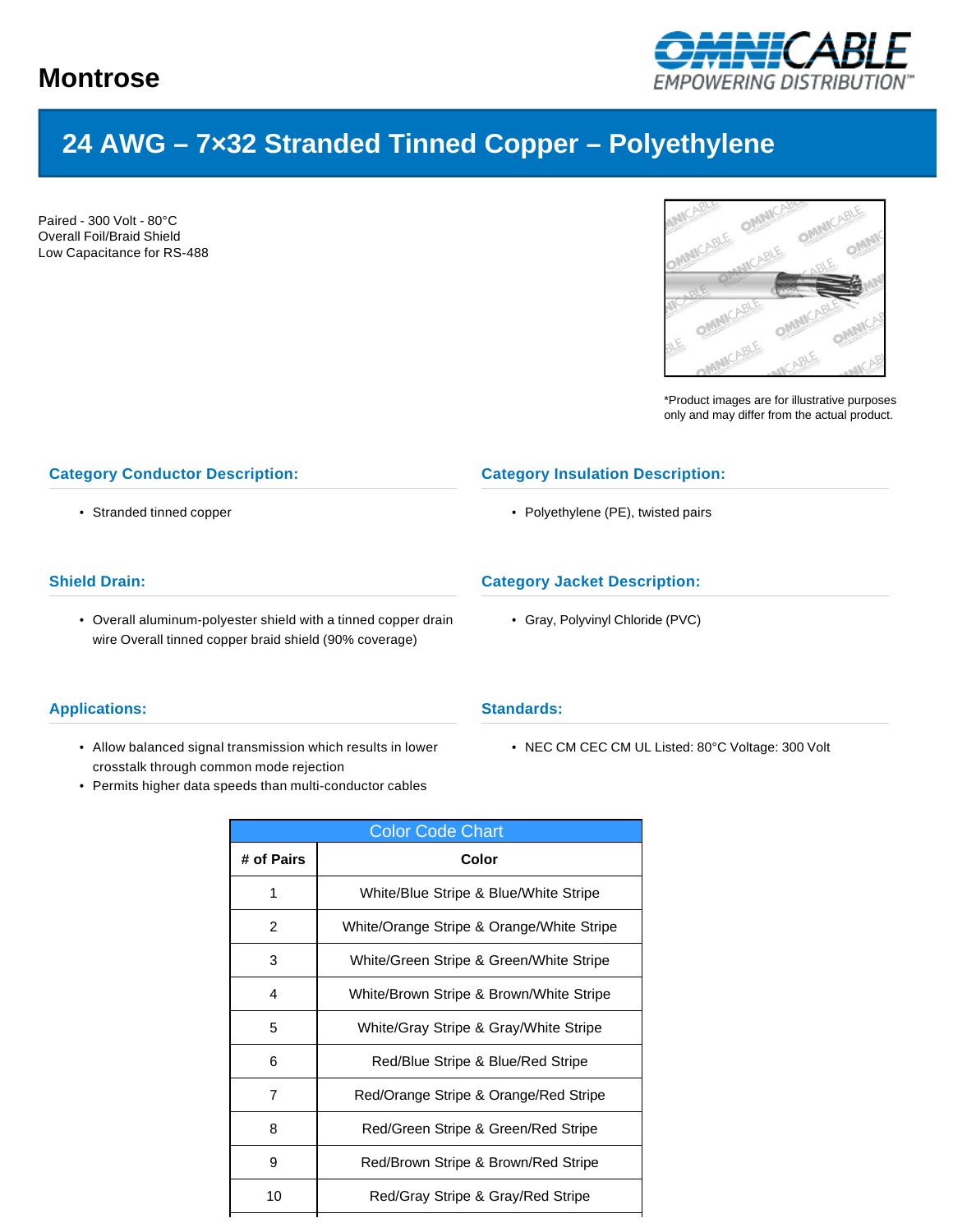# Montrose

OMNICABLE
EMPOWERING DISTRIBUTION™

## 24 AWG – 7×32 Stranded Tinned Copper – Polyethylene

Paired - 300 Volt - 80°C
Overall Foil/Braid Shield
Low Capacitance for RS-488

*Product images are for illustrative purposes only and may differ from the actual product.

### Category Conductor Description:

- Stranded tinned copper

### Category Insulation Description:

- Polyethylene (PE), twisted pairs

### Shield Drain:

- Overall aluminum-polyester shield with a tinned copper drain wire Overall tinned copper braid shield (90% coverage)

### Category Jacket Description:

- Gray, Polyvinyl Chloride (PVC)

### Applications:

- Allow balanced signal transmission which results in lower crosstalk through common mode rejection
- Permits higher data speeds than multi-conductor cables

### Standards:

- NEC CM CEC CM UL Listed: 80°C Voltage: 300 Volt

| Color Code Chart | |
|---|---|
| **# of Pairs** | **Color** |
| 1 | White/Blue Stripe & Blue/White Stripe |
| 2 | White/Orange Stripe & Orange/White Stripe |
| 3 | White/Green Stripe & Green/White Stripe |
| 4 | White/Brown Stripe & Brown/White Stripe |
| 5 | White/Gray Stripe & Gray/White Stripe |
| 6 | Red/Blue Stripe & Blue/Red Stripe |
| 7 | Red/Orange Stripe & Orange/Red Stripe |
| 8 | Red/Green Stripe & Green/Red Stripe |
| 9 | Red/Brown Stripe & Brown/Red Stripe |
| 10 | Red/Gray Stripe & Gray/Red Stripe |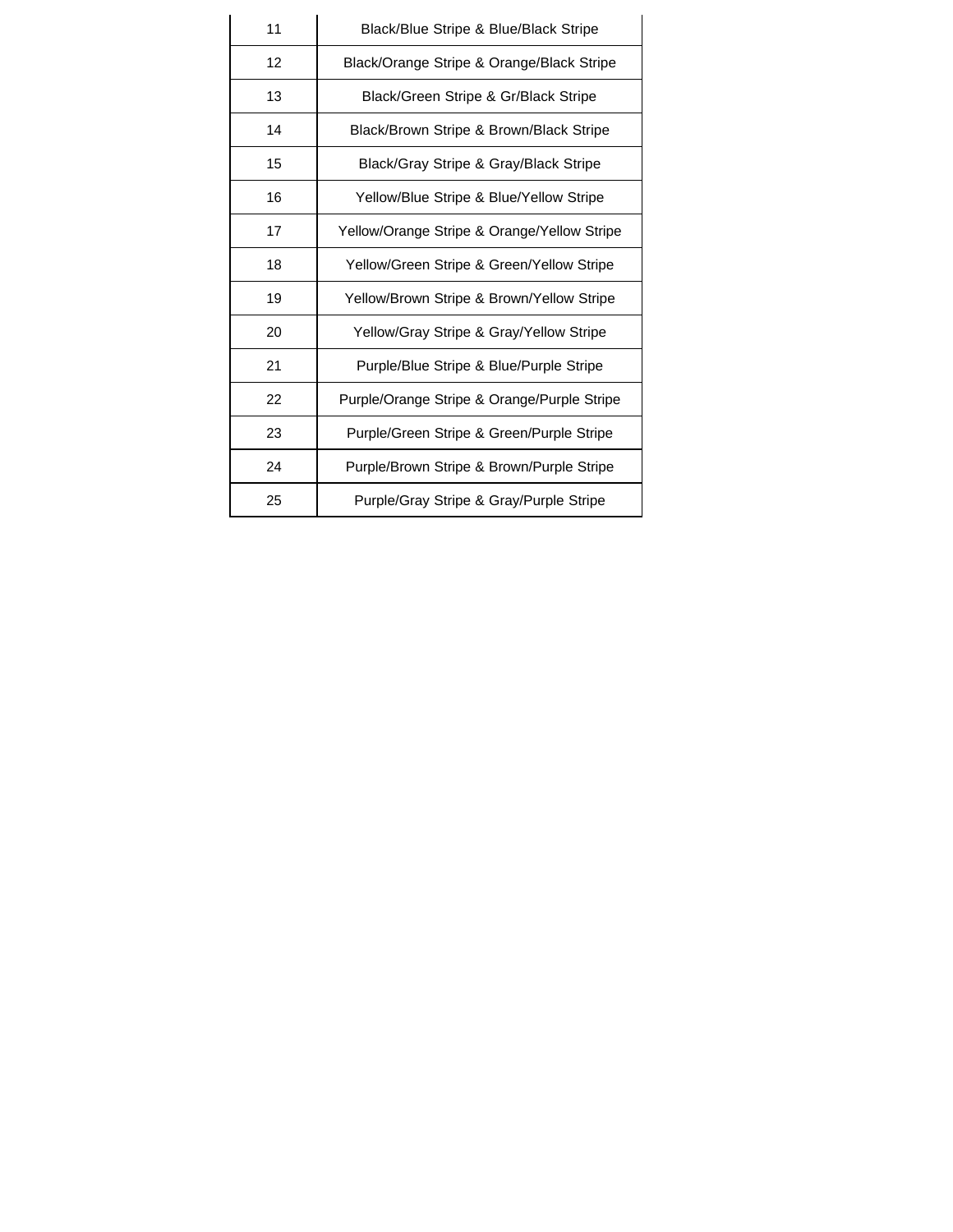| | |
|---|---|
| 11 | Black/Blue Stripe & Blue/Black Stripe |
| 12 | Black/Orange Stripe & Orange/Black Stripe |
| 13 | Black/Green Stripe & Gr/Black Stripe |
| 14 | Black/Brown Stripe & Brown/Black Stripe |
| 15 | Black/Gray Stripe & Gray/Black Stripe |
| 16 | Yellow/Blue Stripe & Blue/Yellow Stripe |
| 17 | Yellow/Orange Stripe & Orange/Yellow Stripe |
| 18 | Yellow/Green Stripe & Green/Yellow Stripe |
| 19 | Yellow/Brown Stripe & Brown/Yellow Stripe |
| 20 | Yellow/Gray Stripe & Gray/Yellow Stripe |
| 21 | Purple/Blue Stripe & Blue/Purple Stripe |
| 22 | Purple/Orange Stripe & Orange/Purple Stripe |
| 23 | Purple/Green Stripe & Green/Purple Stripe |
| 24 | Purple/Brown Stripe & Brown/Purple Stripe |
| 25 | Purple/Gray Stripe & Gray/Purple Stripe |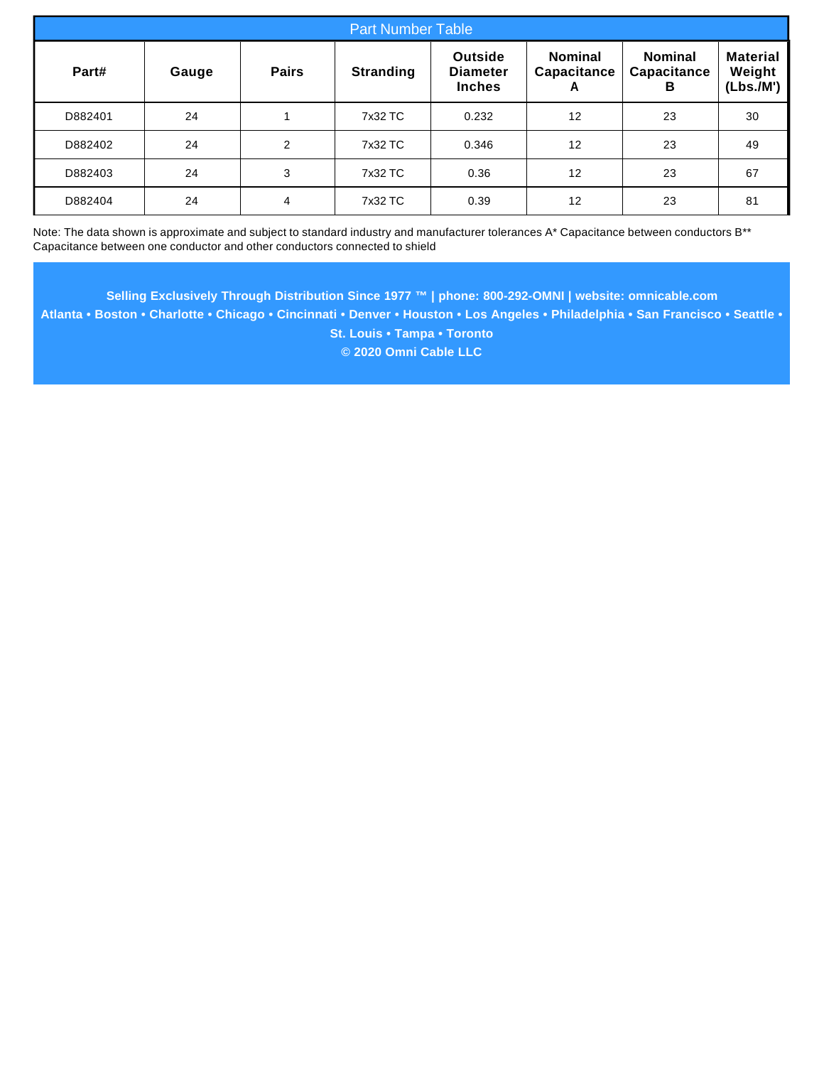## Part Number Table

| Part# | Gauge | Pairs | Stranding | Outside Diameter Inches | Nominal Capacitance A | Nominal Capacitance B | Material Weight (Lbs./M') |
|---|---|---|---|---|---|---|---|
| D882401 | 24 | 1 | 7x32 TC | 0.232 | 12 | 23 | 30 |
| D882402 | 24 | 2 | 7x32 TC | 0.346 | 12 | 23 | 49 |
| D882403 | 24 | 3 | 7x32 TC | 0.36 | 12 | 23 | 67 |
| D882404 | 24 | 4 | 7x32 TC | 0.39 | 12 | 23 | 81 |

Note: The data shown is approximate and subject to standard industry and manufacturer tolerances A* Capacitance between conductors B** Capacitance between one conductor and other conductors connected to shield

**Selling Exclusively Through Distribution Since 1977 ™ | phone: 800-292-OMNI | website: omnicable.com**
**Atlanta • Boston • Charlotte • Chicago • Cincinnati • Denver • Houston • Los Angeles • Philadelphia • San Francisco • Seattle • St. Louis • Tampa • Toronto**
**© 2020 Omni Cable LLC**